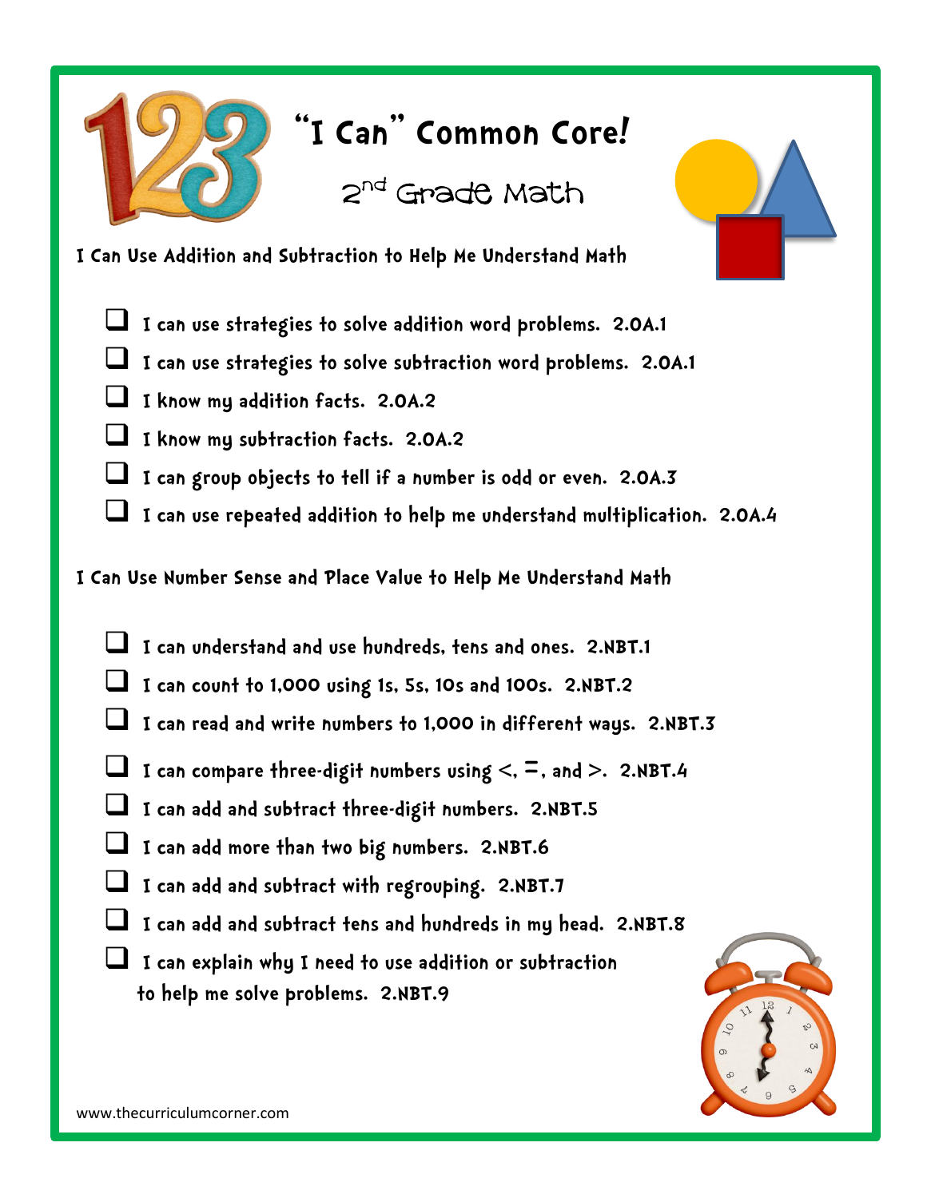# "I Can" Common Core!

## 2nd Grade Math

### I Can Use Addition and Subtraction to Help Me Understand Math

- [ ] I can use strategies to solve addition word problems. **2.OA.1**
- [ ] I can use strategies to solve subtraction word problems. **2.OA.1**
- [ ] I know my addition facts. **2.OA.2**
- [ ] I know my subtraction facts. **2.OA.2**
- [ ] I can group objects to tell if a number is odd or even. **2.OA.3**
- [ ] I can use repeated addition to help me understand multiplication. **2.OA.4**

### I Can Use Number Sense and Place Value to Help Me Understand Math

- [ ] I can understand and use hundreds, tens and ones. **2.NBT.1**
- [ ] I can count to 1,000 using 1s, 5s, 10s and 100s. **2.NBT.2**
- [ ] I can read and write numbers to 1,000 in different ways. **2.NBT.3**
- [ ] I can compare three-digit numbers using <, =, and >. **2.NBT.4**
- [ ] I can add and subtract three-digit numbers. **2.NBT.5**
- [ ] I can add more than two big numbers. **2.NBT.6**
- [ ] I can add and subtract with regrouping. **2.NBT.7**
- [ ] I can add and subtract tens and hundreds in my head. **2.NBT.8**
- [ ] I can explain why I need to use addition or subtraction to help me solve problems. **2.NBT.9**

www.thecurriculumcorner.com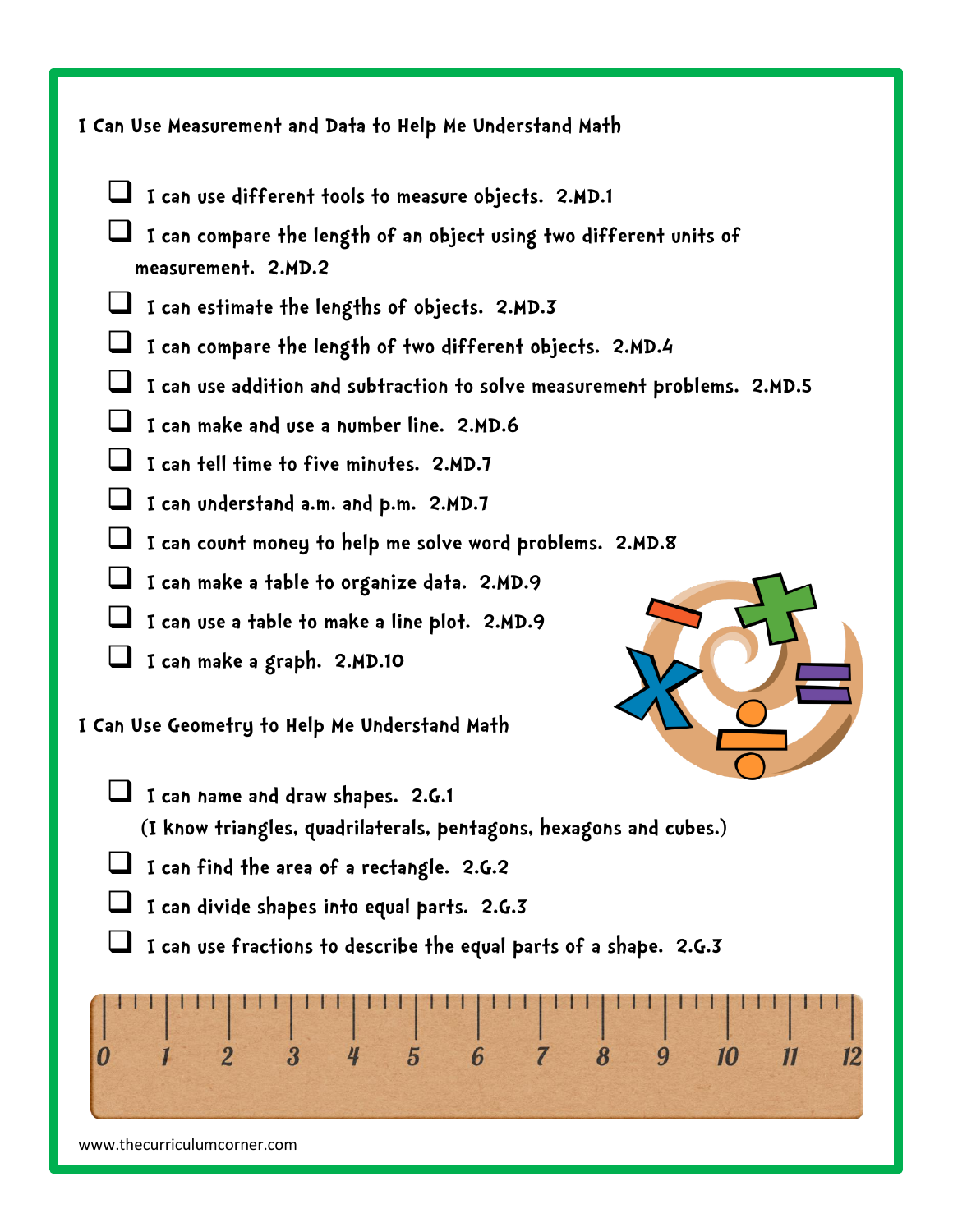## I Can Use Measurement and Data to Help Me Understand Math

- [ ] I can use different tools to measure objects. 2.MD.1
- [ ] I can compare the length of an object using two different units of measurement. 2.MD.2
- [ ] I can estimate the lengths of objects. 2.MD.3
- [ ] I can compare the length of two different objects. 2.MD.4
- [ ] I can use addition and subtraction to solve measurement problems. 2.MD.5
- [ ] I can make and use a number line. 2.MD.6
- [ ] I can tell time to five minutes. 2.MD.7
- [ ] I can understand a.m. and p.m. 2.MD.7
- [ ] I can count money to help me solve word problems. 2.MD.8
- [ ] I can make a table to organize data. 2.MD.9
- [ ] I can use a table to make a line plot. 2.MD.9
- [ ] I can make a graph. 2.MD.10

## I Can Use Geometry to Help Me Understand Math

- [ ] I can name and draw shapes. 2.G.1
  (I know triangles, quadrilaterals, pentagons, hexagons and cubes.)
- [ ] I can find the area of a rectangle. 2.G.2
- [ ] I can divide shapes into equal parts. 2.G.3
- [ ] I can use fractions to describe the equal parts of a shape. 2.G.3

0 1 2 3 4 5 6 7 8 9 10 11 12

www.thecurriculumcorner.com